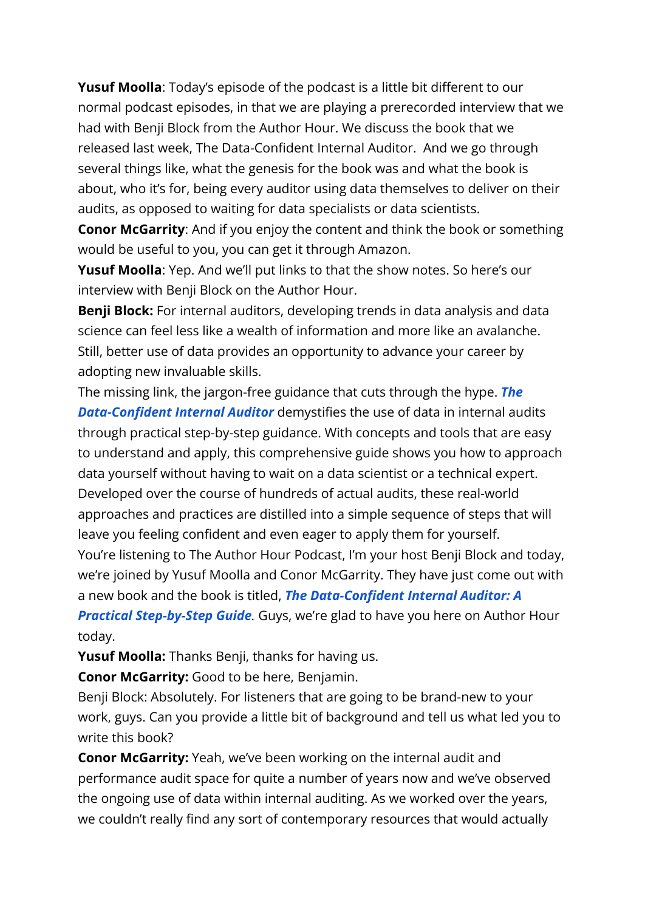**Yusuf Moolla**: Today's episode of the podcast is a little bit different to our normal podcast episodes, in that we are playing a prerecorded interview that we had with Benji Block from the Author Hour. We discuss the book that we released last week, The Data-Confident Internal Auditor.  And we go through several things like, what the genesis for the book was and what the book is about, who it's for, being every auditor using data themselves to deliver on their audits, as opposed to waiting for data specialists or data scientists.

**Conor McGarrity**: And if you enjoy the content and think the book or something would be useful to you, you can get it through Amazon.

**Yusuf Moolla**: Yep. And we'll put links to that the show notes. So here's our interview with Benji Block on the Author Hour.

**Benji Block:** For internal auditors, developing trends in data analysis and data science can feel less like a wealth of information and more like an avalanche. Still, better use of data provides an opportunity to advance your career by adopting new invaluable skills.

The missing link, the jargon-free guidance that cuts through the hype. ***The Data-Confident Internal Auditor*** demystifies the use of data in internal audits through practical step-by-step guidance. With concepts and tools that are easy to understand and apply, this comprehensive guide shows you how to approach data yourself without having to wait on a data scientist or a technical expert. Developed over the course of hundreds of actual audits, these real-world approaches and practices are distilled into a simple sequence of steps that will leave you feeling confident and even eager to apply them for yourself.

You're listening to The Author Hour Podcast, I'm your host Benji Block and today, we're joined by Yusuf Moolla and Conor McGarrity. They have just come out with a new book and the book is titled, ***The Data-Confident Internal Auditor: A Practical Step-by-Step Guide****.* Guys, we're glad to have you here on Author Hour today.

**Yusuf Moolla:** Thanks Benji, thanks for having us.

**Conor McGarrity:** Good to be here, Benjamin.

Benji Block: Absolutely. For listeners that are going to be brand-new to your work, guys. Can you provide a little bit of background and tell us what led you to write this book?

**Conor McGarrity:** Yeah, we've been working on the internal audit and performance audit space for quite a number of years now and we've observed the ongoing use of data within internal auditing. As we worked over the years, we couldn't really find any sort of contemporary resources that would actually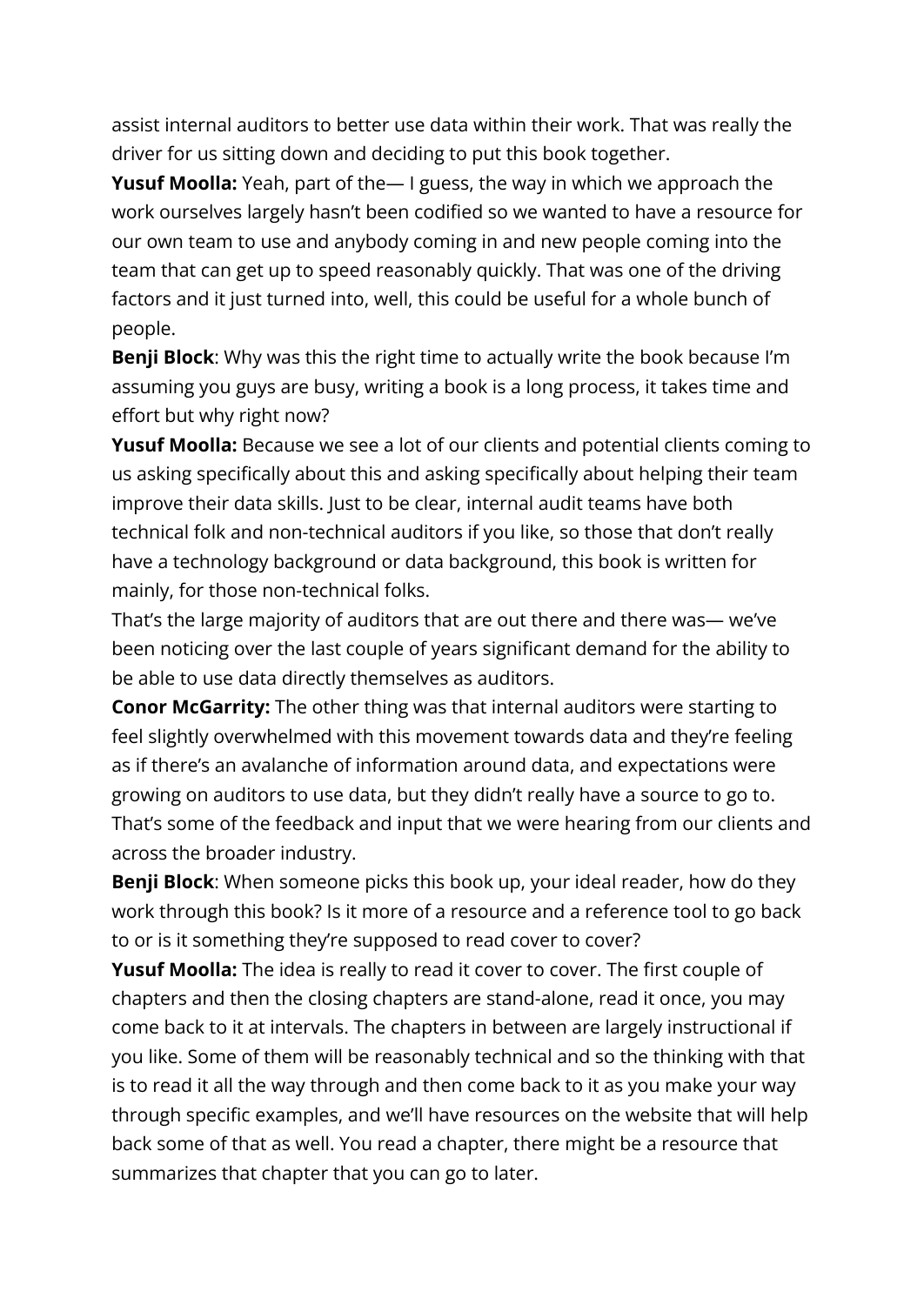assist internal auditors to better use data within their work. That was really the driver for us sitting down and deciding to put this book together.

**Yusuf Moolla:** Yeah, part of the— I guess, the way in which we approach the work ourselves largely hasn't been codified so we wanted to have a resource for our own team to use and anybody coming in and new people coming into the team that can get up to speed reasonably quickly. That was one of the driving factors and it just turned into, well, this could be useful for a whole bunch of people.

**Benji Block**: Why was this the right time to actually write the book because I'm assuming you guys are busy, writing a book is a long process, it takes time and effort but why right now?

**Yusuf Moolla:** Because we see a lot of our clients and potential clients coming to us asking specifically about this and asking specifically about helping their team improve their data skills. Just to be clear, internal audit teams have both technical folk and non-technical auditors if you like, so those that don't really have a technology background or data background, this book is written for mainly, for those non-technical folks.

That's the large majority of auditors that are out there and there was— we've been noticing over the last couple of years significant demand for the ability to be able to use data directly themselves as auditors.

**Conor McGarrity:** The other thing was that internal auditors were starting to feel slightly overwhelmed with this movement towards data and they're feeling as if there's an avalanche of information around data, and expectations were growing on auditors to use data, but they didn't really have a source to go to. That's some of the feedback and input that we were hearing from our clients and across the broader industry.

**Benji Block**: When someone picks this book up, your ideal reader, how do they work through this book? Is it more of a resource and a reference tool to go back to or is it something they're supposed to read cover to cover?

**Yusuf Moolla:** The idea is really to read it cover to cover. The first couple of chapters and then the closing chapters are stand-alone, read it once, you may come back to it at intervals. The chapters in between are largely instructional if you like. Some of them will be reasonably technical and so the thinking with that is to read it all the way through and then come back to it as you make your way through specific examples, and we'll have resources on the website that will help back some of that as well. You read a chapter, there might be a resource that summarizes that chapter that you can go to later.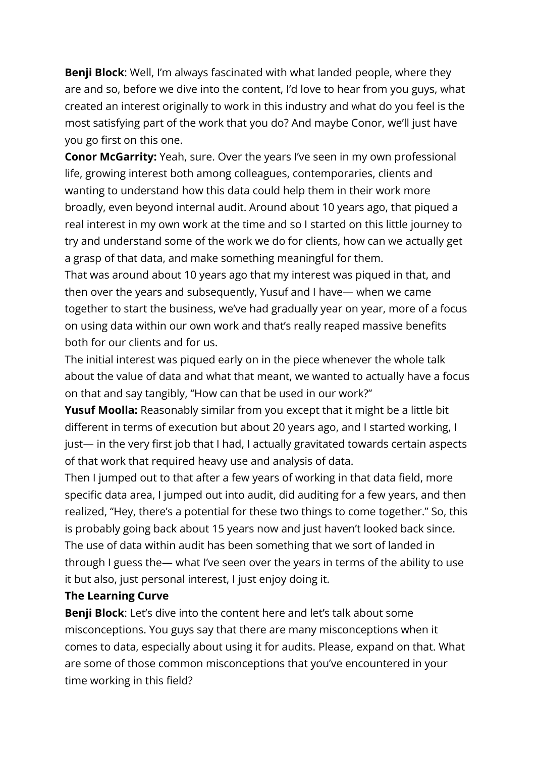**Benji Block**: Well, I'm always fascinated with what landed people, where they are and so, before we dive into the content, I'd love to hear from you guys, what created an interest originally to work in this industry and what do you feel is the most satisfying part of the work that you do? And maybe Conor, we'll just have you go first on this one.

**Conor McGarrity:** Yeah, sure. Over the years I've seen in my own professional life, growing interest both among colleagues, contemporaries, clients and wanting to understand how this data could help them in their work more broadly, even beyond internal audit. Around about 10 years ago, that piqued a real interest in my own work at the time and so I started on this little journey to try and understand some of the work we do for clients, how can we actually get a grasp of that data, and make something meaningful for them.

That was around about 10 years ago that my interest was piqued in that, and then over the years and subsequently, Yusuf and I have— when we came together to start the business, we've had gradually year on year, more of a focus on using data within our own work and that's really reaped massive benefits both for our clients and for us.

The initial interest was piqued early on in the piece whenever the whole talk about the value of data and what that meant, we wanted to actually have a focus on that and say tangibly, "How can that be used in our work?"

**Yusuf Moolla:** Reasonably similar from you except that it might be a little bit different in terms of execution but about 20 years ago, and I started working, I just— in the very first job that I had, I actually gravitated towards certain aspects of that work that required heavy use and analysis of data.

Then I jumped out to that after a few years of working in that data field, more specific data area, I jumped out into audit, did auditing for a few years, and then realized, "Hey, there's a potential for these two things to come together." So, this is probably going back about 15 years now and just haven't looked back since. The use of data within audit has been something that we sort of landed in through I guess the— what I've seen over the years in terms of the ability to use it but also, just personal interest, I just enjoy doing it.

**The Learning Curve**

**Benji Block**: Let's dive into the content here and let's talk about some misconceptions. You guys say that there are many misconceptions when it comes to data, especially about using it for audits. Please, expand on that. What are some of those common misconceptions that you've encountered in your time working in this field?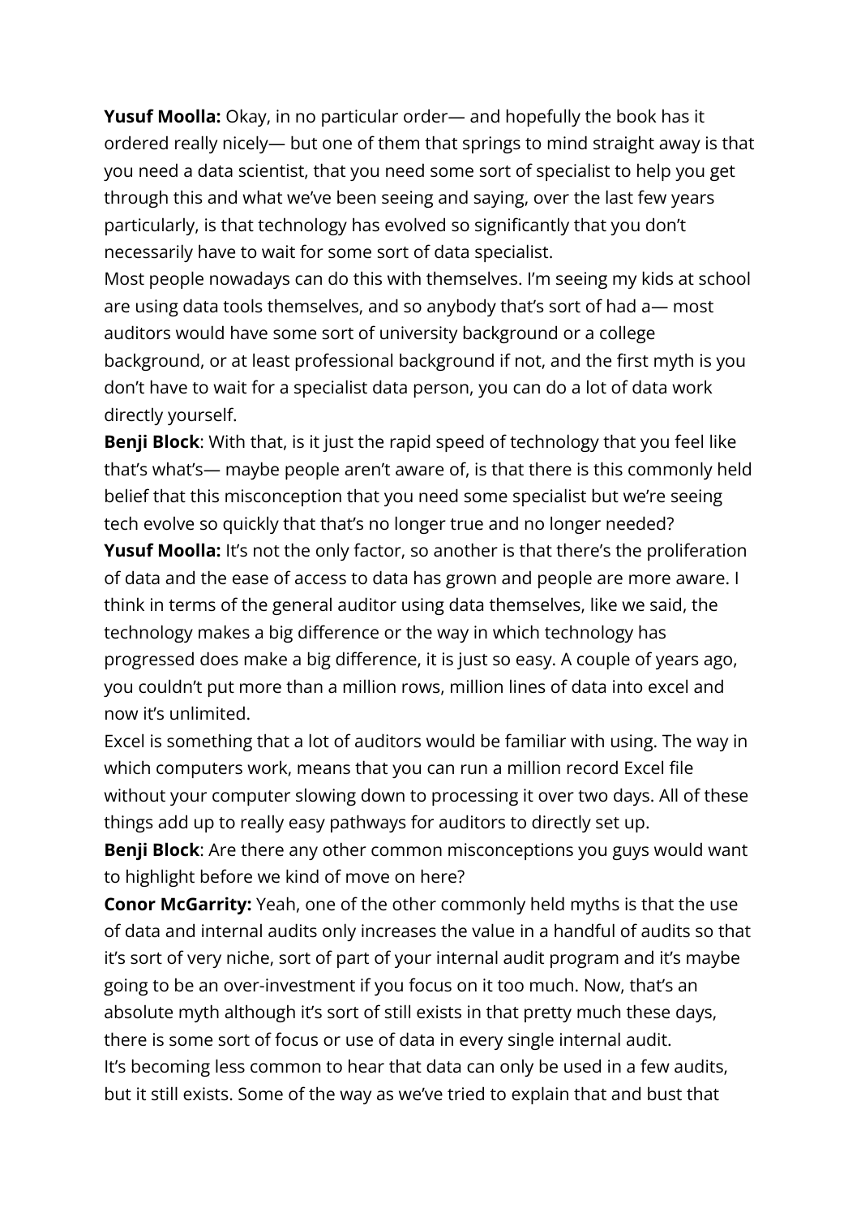**Yusuf Moolla:** Okay, in no particular order— and hopefully the book has it ordered really nicely— but one of them that springs to mind straight away is that you need a data scientist, that you need some sort of specialist to help you get through this and what we've been seeing and saying, over the last few years particularly, is that technology has evolved so significantly that you don't necessarily have to wait for some sort of data specialist.

Most people nowadays can do this with themselves. I'm seeing my kids at school are using data tools themselves, and so anybody that's sort of had a— most auditors would have some sort of university background or a college background, or at least professional background if not, and the first myth is you don't have to wait for a specialist data person, you can do a lot of data work directly yourself.

**Benji Block**: With that, is it just the rapid speed of technology that you feel like that's what's— maybe people aren't aware of, is that there is this commonly held belief that this misconception that you need some specialist but we're seeing tech evolve so quickly that that's no longer true and no longer needed?

**Yusuf Moolla:** It's not the only factor, so another is that there's the proliferation of data and the ease of access to data has grown and people are more aware. I think in terms of the general auditor using data themselves, like we said, the technology makes a big difference or the way in which technology has progressed does make a big difference, it is just so easy. A couple of years ago, you couldn't put more than a million rows, million lines of data into excel and now it's unlimited.

Excel is something that a lot of auditors would be familiar with using. The way in which computers work, means that you can run a million record Excel file without your computer slowing down to processing it over two days. All of these things add up to really easy pathways for auditors to directly set up.

**Benji Block**: Are there any other common misconceptions you guys would want to highlight before we kind of move on here?

**Conor McGarrity:** Yeah, one of the other commonly held myths is that the use of data and internal audits only increases the value in a handful of audits so that it's sort of very niche, sort of part of your internal audit program and it's maybe going to be an over-investment if you focus on it too much. Now, that's an absolute myth although it's sort of still exists in that pretty much these days, there is some sort of focus or use of data in every single internal audit.

It's becoming less common to hear that data can only be used in a few audits, but it still exists. Some of the way as we've tried to explain that and bust that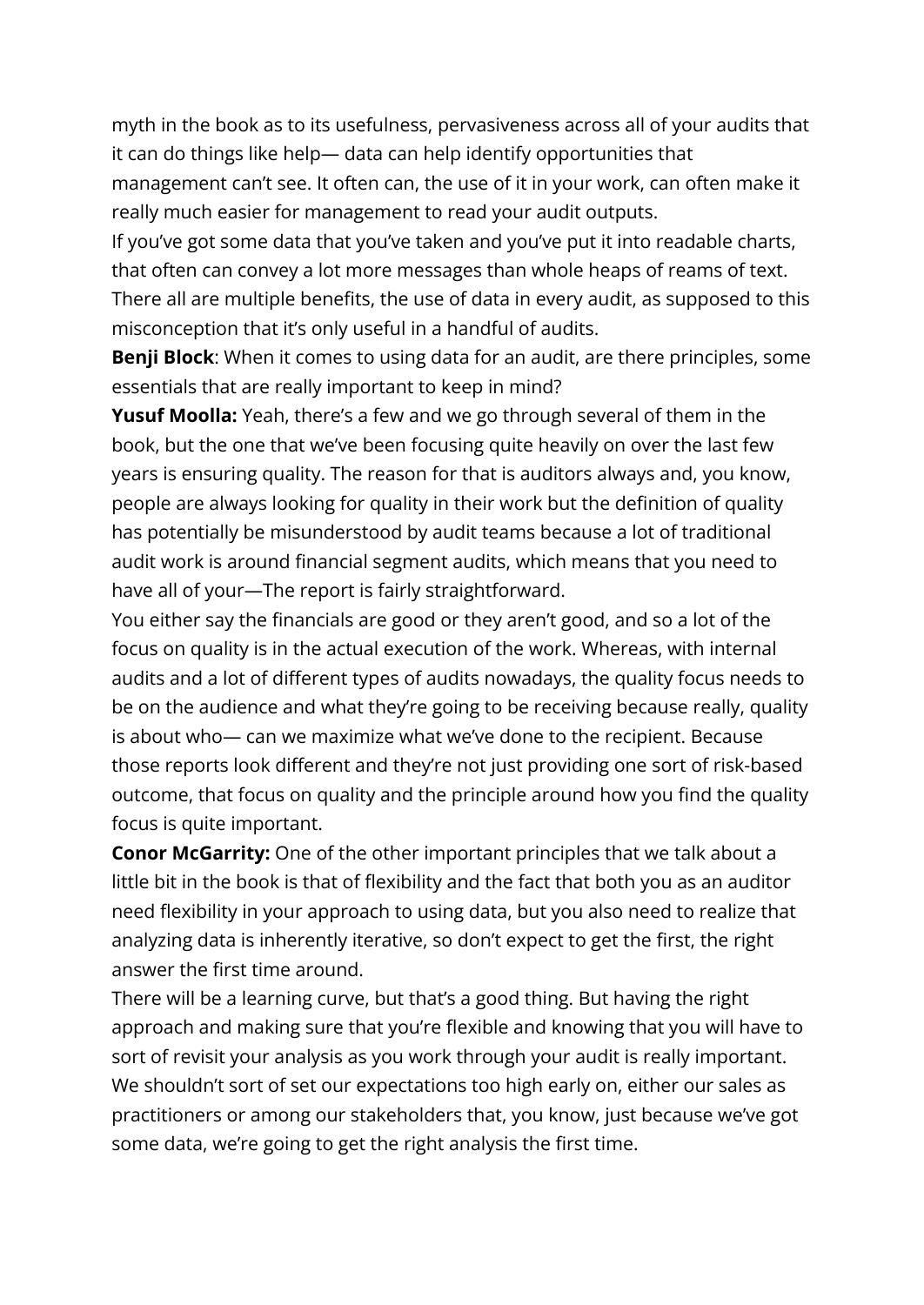myth in the book as to its usefulness, pervasiveness across all of your audits that it can do things like help— data can help identify opportunities that management can't see. It often can, the use of it in your work, can often make it really much easier for management to read your audit outputs.

If you've got some data that you've taken and you've put it into readable charts, that often can convey a lot more messages than whole heaps of reams of text. There all are multiple benefits, the use of data in every audit, as supposed to this misconception that it's only useful in a handful of audits.

**Benji Block**: When it comes to using data for an audit, are there principles, some essentials that are really important to keep in mind?

**Yusuf Moolla:** Yeah, there's a few and we go through several of them in the book, but the one that we've been focusing quite heavily on over the last few years is ensuring quality. The reason for that is auditors always and, you know, people are always looking for quality in their work but the definition of quality has potentially be misunderstood by audit teams because a lot of traditional audit work is around financial segment audits, which means that you need to have all of your—The report is fairly straightforward.

You either say the financials are good or they aren't good, and so a lot of the focus on quality is in the actual execution of the work. Whereas, with internal audits and a lot of different types of audits nowadays, the quality focus needs to be on the audience and what they're going to be receiving because really, quality is about who— can we maximize what we've done to the recipient. Because those reports look different and they're not just providing one sort of risk-based outcome, that focus on quality and the principle around how you find the quality focus is quite important.

**Conor McGarrity:** One of the other important principles that we talk about a little bit in the book is that of flexibility and the fact that both you as an auditor need flexibility in your approach to using data, but you also need to realize that analyzing data is inherently iterative, so don't expect to get the first, the right answer the first time around.

There will be a learning curve, but that's a good thing. But having the right approach and making sure that you're flexible and knowing that you will have to sort of revisit your analysis as you work through your audit is really important. We shouldn't sort of set our expectations too high early on, either our sales as practitioners or among our stakeholders that, you know, just because we've got some data, we're going to get the right analysis the first time.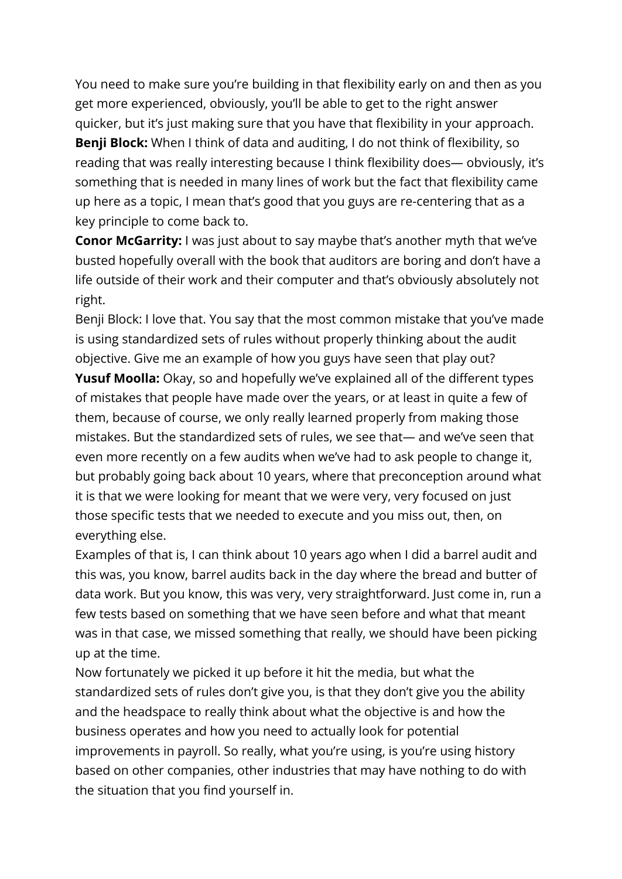You need to make sure you're building in that flexibility early on and then as you get more experienced, obviously, you'll be able to get to the right answer quicker, but it's just making sure that you have that flexibility in your approach.

**Benji Block:** When I think of data and auditing, I do not think of flexibility, so reading that was really interesting because I think flexibility does— obviously, it's something that is needed in many lines of work but the fact that flexibility came up here as a topic, I mean that's good that you guys are re-centering that as a key principle to come back to.

**Conor McGarrity:** I was just about to say maybe that's another myth that we've busted hopefully overall with the book that auditors are boring and don't have a life outside of their work and their computer and that's obviously absolutely not right.

Benji Block: I love that. You say that the most common mistake that you've made is using standardized sets of rules without properly thinking about the audit objective. Give me an example of how you guys have seen that play out?

**Yusuf Moolla:** Okay, so and hopefully we've explained all of the different types of mistakes that people have made over the years, or at least in quite a few of them, because of course, we only really learned properly from making those mistakes. But the standardized sets of rules, we see that— and we've seen that even more recently on a few audits when we've had to ask people to change it, but probably going back about 10 years, where that preconception around what it is that we were looking for meant that we were very, very focused on just those specific tests that we needed to execute and you miss out, then, on everything else.

Examples of that is, I can think about 10 years ago when I did a barrel audit and this was, you know, barrel audits back in the day where the bread and butter of data work. But you know, this was very, very straightforward. Just come in, run a few tests based on something that we have seen before and what that meant was in that case, we missed something that really, we should have been picking up at the time.

Now fortunately we picked it up before it hit the media, but what the standardized sets of rules don't give you, is that they don't give you the ability and the headspace to really think about what the objective is and how the business operates and how you need to actually look for potential improvements in payroll. So really, what you're using, is you're using history based on other companies, other industries that may have nothing to do with the situation that you find yourself in.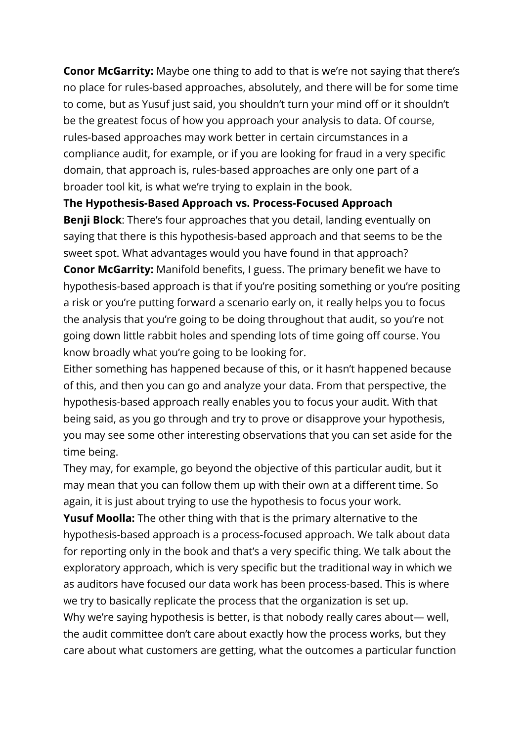**Conor McGarrity:** Maybe one thing to add to that is we're not saying that there's no place for rules-based approaches, absolutely, and there will be for some time to come, but as Yusuf just said, you shouldn't turn your mind off or it shouldn't be the greatest focus of how you approach your analysis to data. Of course, rules-based approaches may work better in certain circumstances in a compliance audit, for example, or if you are looking for fraud in a very specific domain, that approach is, rules-based approaches are only one part of a broader tool kit, is what we're trying to explain in the book.

## The Hypothesis-Based Approach vs. Process-Focused Approach

**Benji Block**: There's four approaches that you detail, landing eventually on saying that there is this hypothesis-based approach and that seems to be the sweet spot. What advantages would you have found in that approach?

**Conor McGarrity:** Manifold benefits, I guess. The primary benefit we have to hypothesis-based approach is that if you're positing something or you're positing a risk or you're putting forward a scenario early on, it really helps you to focus the analysis that you're going to be doing throughout that audit, so you're not going down little rabbit holes and spending lots of time going off course. You know broadly what you're going to be looking for.

Either something has happened because of this, or it hasn't happened because of this, and then you can go and analyze your data. From that perspective, the hypothesis-based approach really enables you to focus your audit. With that being said, as you go through and try to prove or disapprove your hypothesis, you may see some other interesting observations that you can set aside for the time being.

They may, for example, go beyond the objective of this particular audit, but it may mean that you can follow them up with their own at a different time. So again, it is just about trying to use the hypothesis to focus your work.

**Yusuf Moolla:** The other thing with that is the primary alternative to the hypothesis-based approach is a process-focused approach. We talk about data for reporting only in the book and that's a very specific thing. We talk about the exploratory approach, which is very specific but the traditional way in which we as auditors have focused our data work has been process-based. This is where we try to basically replicate the process that the organization is set up.

Why we're saying hypothesis is better, is that nobody really cares about— well, the audit committee don't care about exactly how the process works, but they care about what customers are getting, what the outcomes a particular function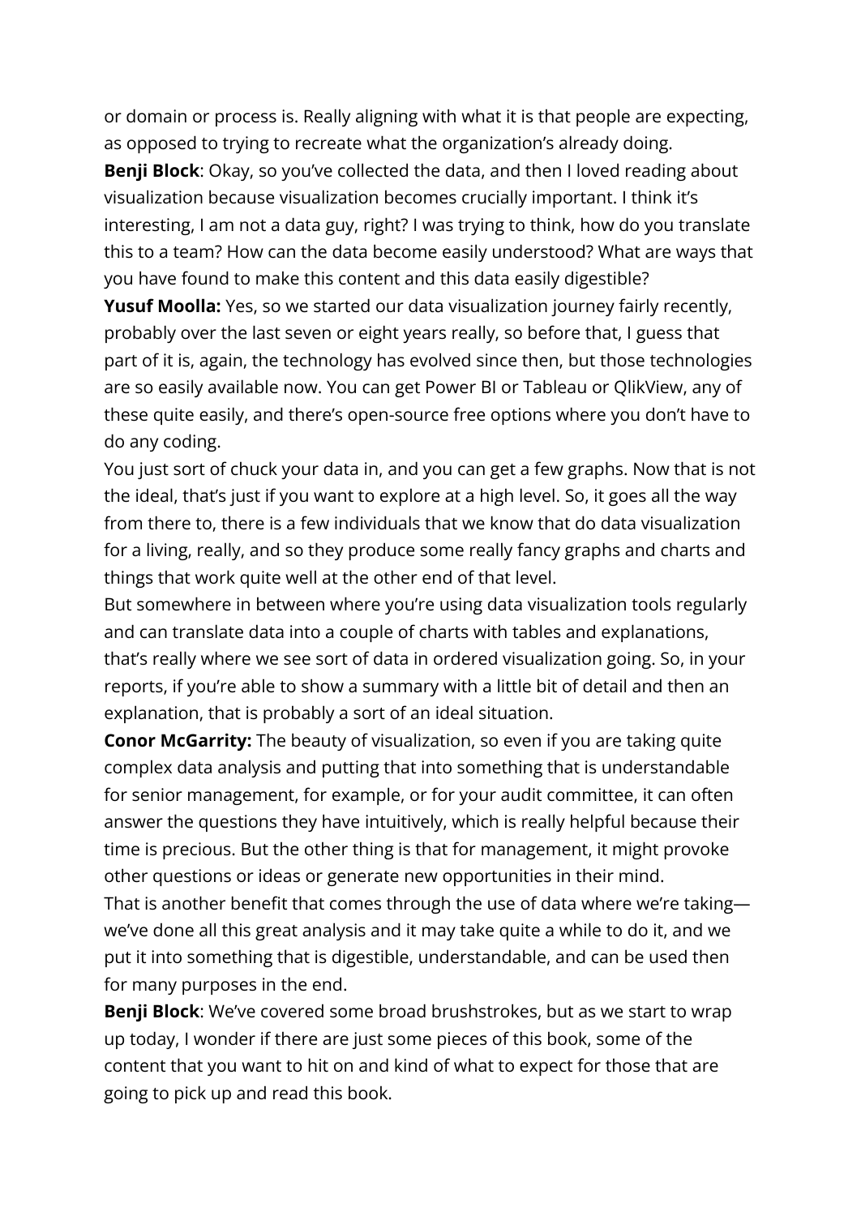or domain or process is. Really aligning with what it is that people are expecting, as opposed to trying to recreate what the organization's already doing.

**Benji Block**: Okay, so you've collected the data, and then I loved reading about visualization because visualization becomes crucially important. I think it's interesting, I am not a data guy, right? I was trying to think, how do you translate this to a team? How can the data become easily understood? What are ways that you have found to make this content and this data easily digestible?

**Yusuf Moolla:** Yes, so we started our data visualization journey fairly recently, probably over the last seven or eight years really, so before that, I guess that part of it is, again, the technology has evolved since then, but those technologies are so easily available now. You can get Power BI or Tableau or QlikView, any of these quite easily, and there's open-source free options where you don't have to do any coding.

You just sort of chuck your data in, and you can get a few graphs. Now that is not the ideal, that's just if you want to explore at a high level. So, it goes all the way from there to, there is a few individuals that we know that do data visualization for a living, really, and so they produce some really fancy graphs and charts and things that work quite well at the other end of that level.

But somewhere in between where you're using data visualization tools regularly and can translate data into a couple of charts with tables and explanations, that's really where we see sort of data in ordered visualization going. So, in your reports, if you're able to show a summary with a little bit of detail and then an explanation, that is probably a sort of an ideal situation.

**Conor McGarrity:** The beauty of visualization, so even if you are taking quite complex data analysis and putting that into something that is understandable for senior management, for example, or for your audit committee, it can often answer the questions they have intuitively, which is really helpful because their time is precious. But the other thing is that for management, it might provoke other questions or ideas or generate new opportunities in their mind.

That is another benefit that comes through the use of data where we're taking—we've done all this great analysis and it may take quite a while to do it, and we put it into something that is digestible, understandable, and can be used then for many purposes in the end.

**Benji Block**: We've covered some broad brushstrokes, but as we start to wrap up today, I wonder if there are just some pieces of this book, some of the content that you want to hit on and kind of what to expect for those that are going to pick up and read this book.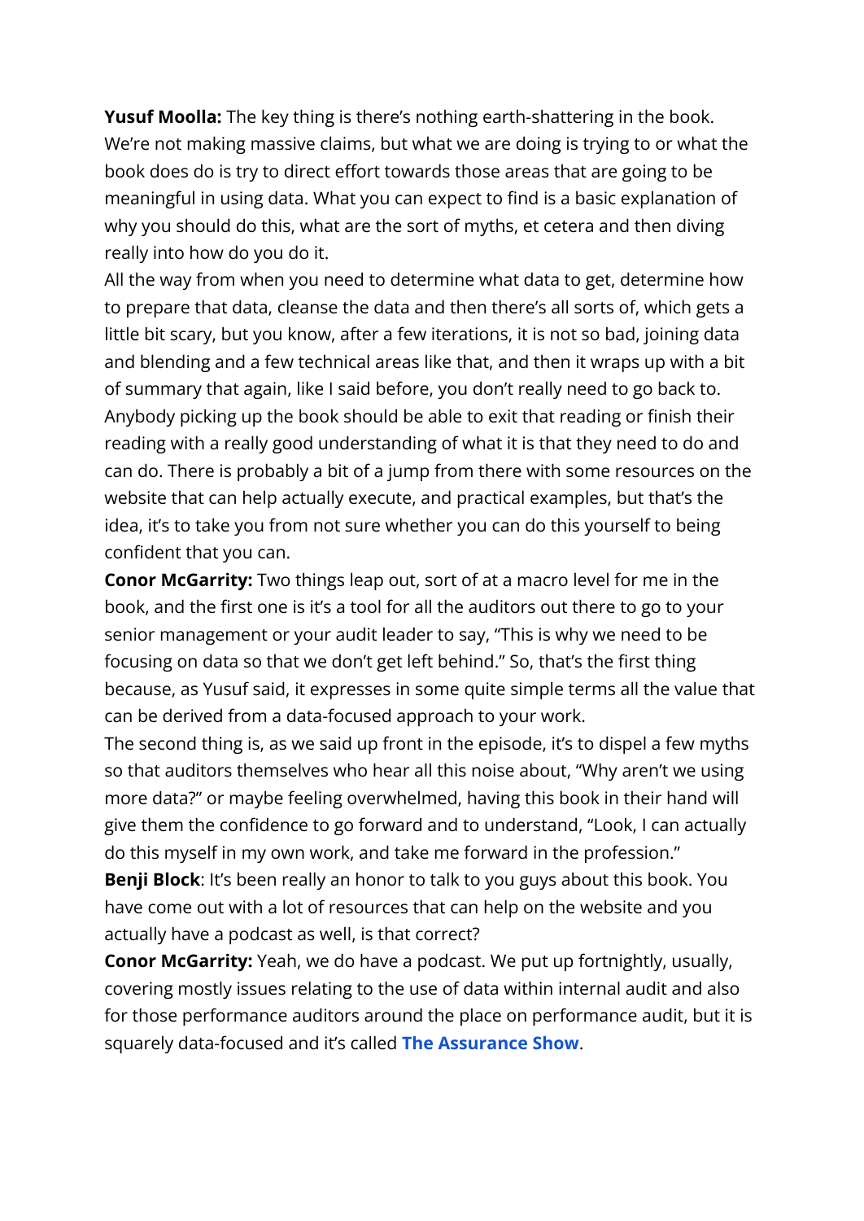**Yusuf Moolla:** The key thing is there's nothing earth-shattering in the book. We're not making massive claims, but what we are doing is trying to or what the book does do is try to direct effort towards those areas that are going to be meaningful in using data. What you can expect to find is a basic explanation of why you should do this, what are the sort of myths, et cetera and then diving really into how do you do it.

All the way from when you need to determine what data to get, determine how to prepare that data, cleanse the data and then there's all sorts of, which gets a little bit scary, but you know, after a few iterations, it is not so bad, joining data and blending and a few technical areas like that, and then it wraps up with a bit of summary that again, like I said before, you don't really need to go back to. Anybody picking up the book should be able to exit that reading or finish their reading with a really good understanding of what it is that they need to do and can do. There is probably a bit of a jump from there with some resources on the website that can help actually execute, and practical examples, but that's the idea, it's to take you from not sure whether you can do this yourself to being confident that you can.

**Conor McGarrity:** Two things leap out, sort of at a macro level for me in the book, and the first one is it's a tool for all the auditors out there to go to your senior management or your audit leader to say, "This is why we need to be focusing on data so that we don't get left behind." So, that's the first thing because, as Yusuf said, it expresses in some quite simple terms all the value that can be derived from a data-focused approach to your work.

The second thing is, as we said up front in the episode, it's to dispel a few myths so that auditors themselves who hear all this noise about, "Why aren't we using more data?" or maybe feeling overwhelmed, having this book in their hand will give them the confidence to go forward and to understand, "Look, I can actually do this myself in my own work, and take me forward in the profession."

**Benji Block**: It's been really an honor to talk to you guys about this book. You have come out with a lot of resources that can help on the website and you actually have a podcast as well, is that correct?

**Conor McGarrity:** Yeah, we do have a podcast. We put up fortnightly, usually, covering mostly issues relating to the use of data within internal audit and also for those performance auditors around the place on performance audit, but it is squarely data-focused and it's called **The Assurance Show**.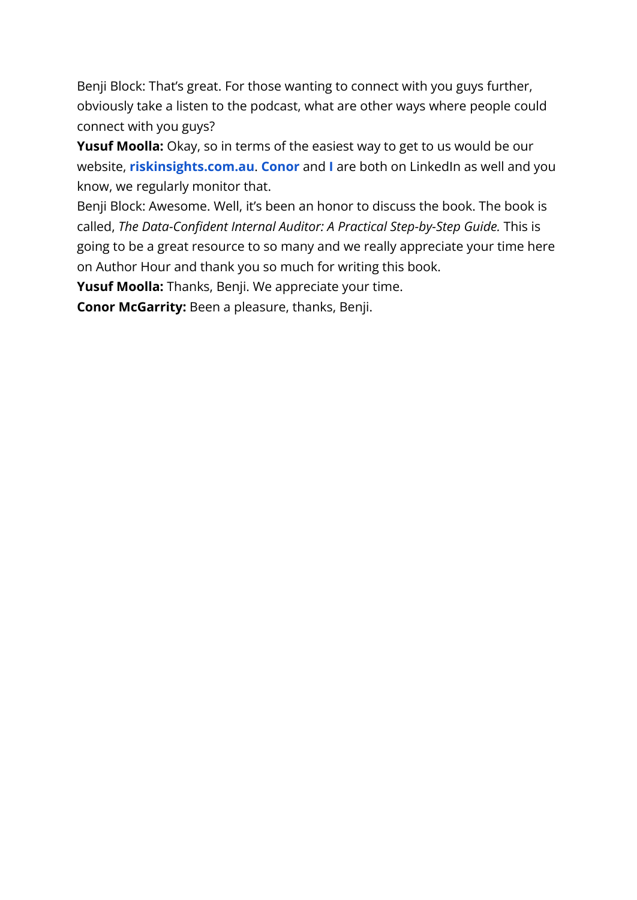Benji Block: That's great. For those wanting to connect with you guys further, obviously take a listen to the podcast, what are other ways where people could connect with you guys?

**Yusuf Moolla:** Okay, so in terms of the easiest way to get to us would be our website, **riskinsights.com.au**. **Conor** and **I** are both on LinkedIn as well and you know, we regularly monitor that.

Benji Block: Awesome. Well, it's been an honor to discuss the book. The book is called, *The Data-Confident Internal Auditor: A Practical Step-by-Step Guide.* This is going to be a great resource to so many and we really appreciate your time here on Author Hour and thank you so much for writing this book.

**Yusuf Moolla:** Thanks, Benji. We appreciate your time.

**Conor McGarrity:** Been a pleasure, thanks, Benji.